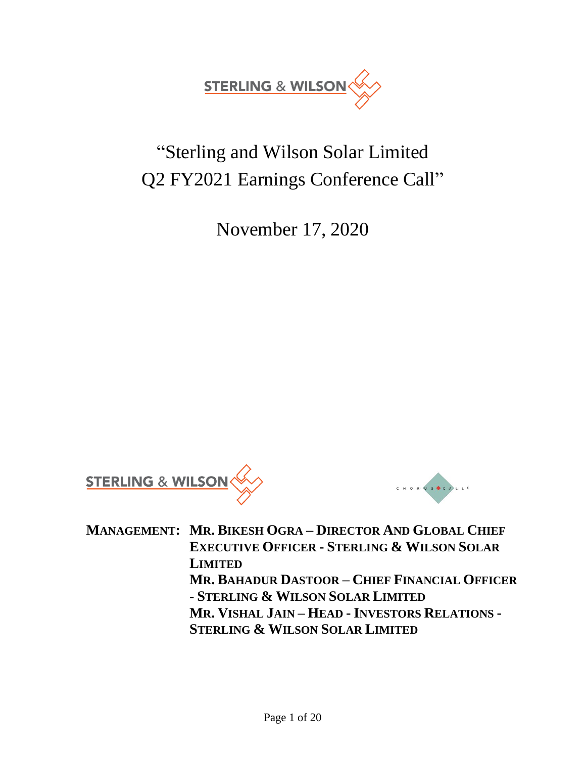# "Sterling and Wilson Solar Limited Q2 FY2021 Earnings Conference Call"

November 17, 2020

**MANAGEMENT:** **MR. BIKESH OGRA – DIRECTOR AND GLOBAL CHIEF EXECUTIVE OFFICER - STERLING & WILSON SOLAR LIMITED**
**MR. BAHADUR DASTOOR – CHIEF FINANCIAL OFFICER - STERLING & WILSON SOLAR LIMITED**
**MR. VISHAL JAIN – HEAD - INVESTORS RELATIONS - STERLING & WILSON SOLAR LIMITED**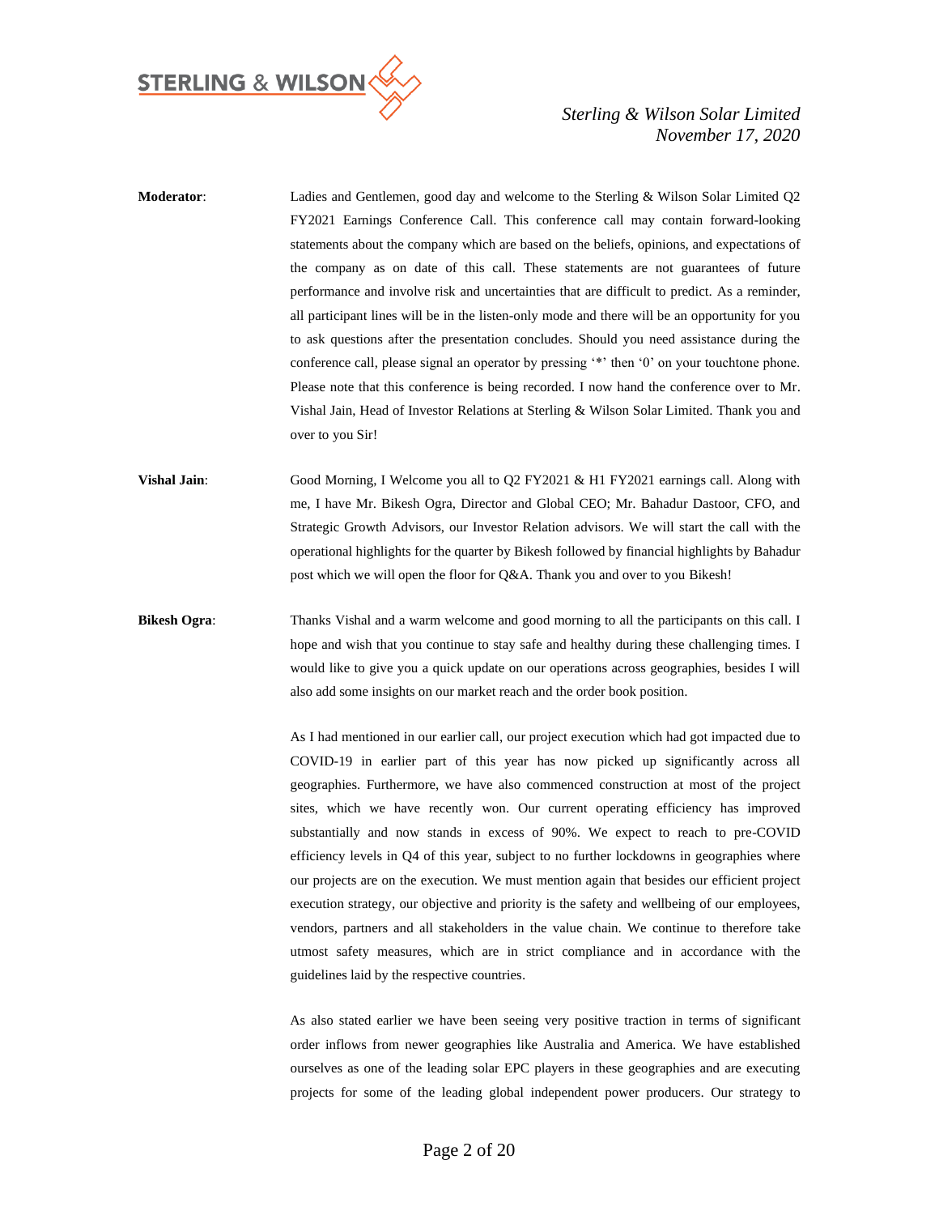**Moderator**: Ladies and Gentlemen, good day and welcome to the Sterling & Wilson Solar Limited Q2 FY2021 Earnings Conference Call. This conference call may contain forward-looking statements about the company which are based on the beliefs, opinions, and expectations of the company as on date of this call. These statements are not guarantees of future performance and involve risk and uncertainties that are difficult to predict. As a reminder, all participant lines will be in the listen-only mode and there will be an opportunity for you to ask questions after the presentation concludes. Should you need assistance during the conference call, please signal an operator by pressing '*' then '0' on your touchtone phone. Please note that this conference is being recorded. I now hand the conference over to Mr. Vishal Jain, Head of Investor Relations at Sterling & Wilson Solar Limited. Thank you and over to you Sir!

**Vishal Jain**: Good Morning, I Welcome you all to Q2 FY2021 & H1 FY2021 earnings call. Along with me, I have Mr. Bikesh Ogra, Director and Global CEO; Mr. Bahadur Dastoor, CFO, and Strategic Growth Advisors, our Investor Relation advisors. We will start the call with the operational highlights for the quarter by Bikesh followed by financial highlights by Bahadur post which we will open the floor for Q&A. Thank you and over to you Bikesh!

**Bikesh Ogra**: Thanks Vishal and a warm welcome and good morning to all the participants on this call. I hope and wish that you continue to stay safe and healthy during these challenging times. I would like to give you a quick update on our operations across geographies, besides I will also add some insights on our market reach and the order book position.

As I had mentioned in our earlier call, our project execution which had got impacted due to COVID-19 in earlier part of this year has now picked up significantly across all geographies. Furthermore, we have also commenced construction at most of the project sites, which we have recently won. Our current operating efficiency has improved substantially and now stands in excess of 90%. We expect to reach to pre-COVID efficiency levels in Q4 of this year, subject to no further lockdowns in geographies where our projects are on the execution. We must mention again that besides our efficient project execution strategy, our objective and priority is the safety and wellbeing of our employees, vendors, partners and all stakeholders in the value chain. We continue to therefore take utmost safety measures, which are in strict compliance and in accordance with the guidelines laid by the respective countries.

As also stated earlier we have been seeing very positive traction in terms of significant order inflows from newer geographies like Australia and America. We have established ourselves as one of the leading solar EPC players in these geographies and are executing projects for some of the leading global independent power producers. Our strategy to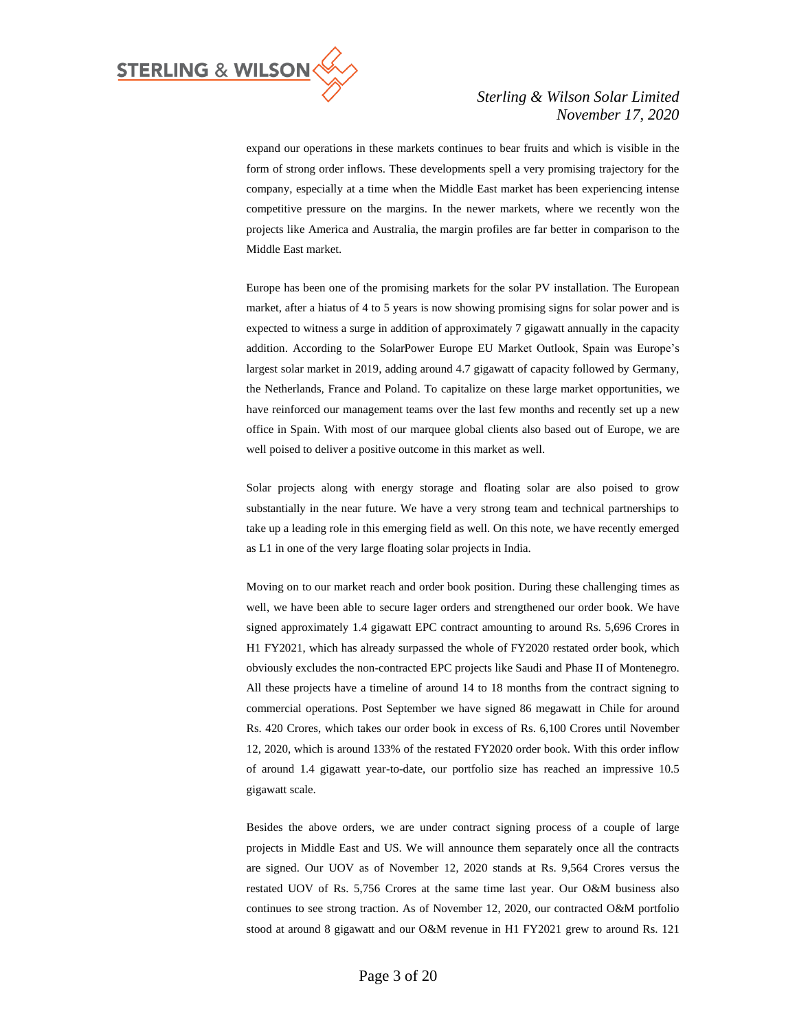expand our operations in these markets continues to bear fruits and which is visible in the form of strong order inflows. These developments spell a very promising trajectory for the company, especially at a time when the Middle East market has been experiencing intense competitive pressure on the margins. In the newer markets, where we recently won the projects like America and Australia, the margin profiles are far better in comparison to the Middle East market.

Europe has been one of the promising markets for the solar PV installation. The European market, after a hiatus of 4 to 5 years is now showing promising signs for solar power and is expected to witness a surge in addition of approximately 7 gigawatt annually in the capacity addition. According to the SolarPower Europe EU Market Outlook, Spain was Europe's largest solar market in 2019, adding around 4.7 gigawatt of capacity followed by Germany, the Netherlands, France and Poland. To capitalize on these large market opportunities, we have reinforced our management teams over the last few months and recently set up a new office in Spain. With most of our marquee global clients also based out of Europe, we are well poised to deliver a positive outcome in this market as well.

Solar projects along with energy storage and floating solar are also poised to grow substantially in the near future. We have a very strong team and technical partnerships to take up a leading role in this emerging field as well. On this note, we have recently emerged as L1 in one of the very large floating solar projects in India.

Moving on to our market reach and order book position. During these challenging times as well, we have been able to secure lager orders and strengthened our order book. We have signed approximately 1.4 gigawatt EPC contract amounting to around Rs. 5,696 Crores in H1 FY2021, which has already surpassed the whole of FY2020 restated order book, which obviously excludes the non-contracted EPC projects like Saudi and Phase II of Montenegro. All these projects have a timeline of around 14 to 18 months from the contract signing to commercial operations. Post September we have signed 86 megawatt in Chile for around Rs. 420 Crores, which takes our order book in excess of Rs. 6,100 Crores until November 12, 2020, which is around 133% of the restated FY2020 order book. With this order inflow of around 1.4 gigawatt year-to-date, our portfolio size has reached an impressive 10.5 gigawatt scale.

Besides the above orders, we are under contract signing process of a couple of large projects in Middle East and US. We will announce them separately once all the contracts are signed. Our UOV as of November 12, 2020 stands at Rs. 9,564 Crores versus the restated UOV of Rs. 5,756 Crores at the same time last year. Our O&M business also continues to see strong traction. As of November 12, 2020, our contracted O&M portfolio stood at around 8 gigawatt and our O&M revenue in H1 FY2021 grew to around Rs. 121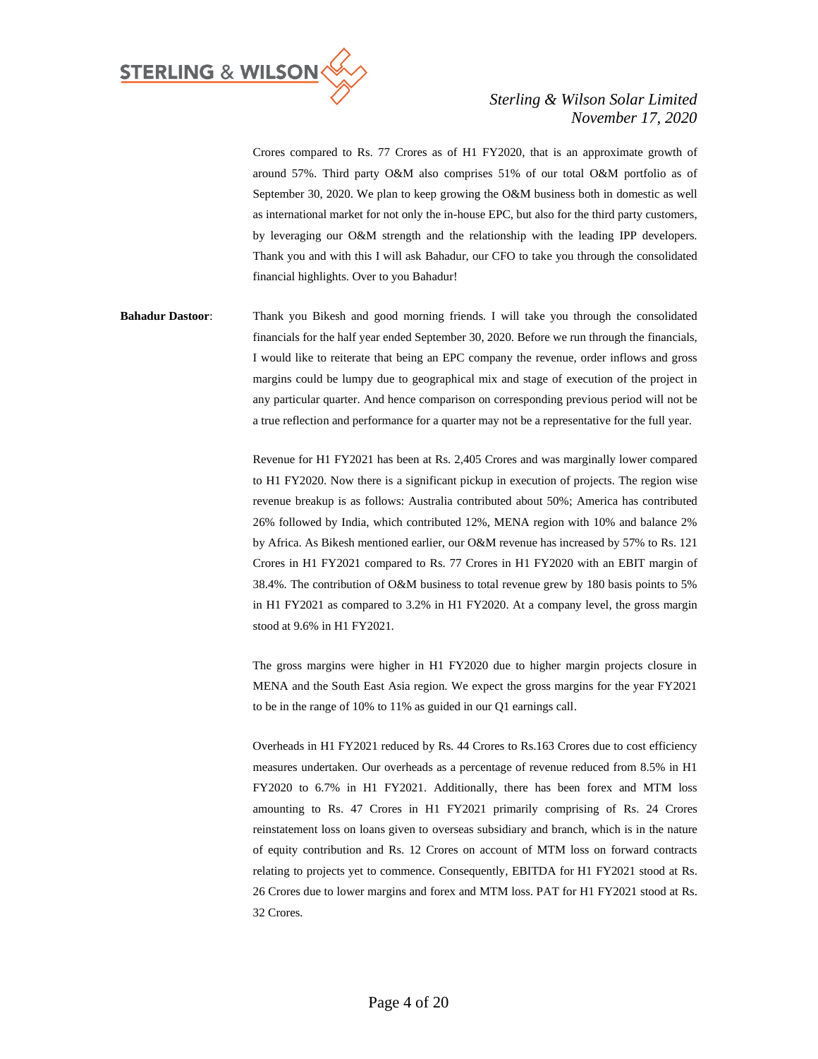Crores compared to Rs. 77 Crores as of H1 FY2020, that is an approximate growth of around 57%. Third party O&M also comprises 51% of our total O&M portfolio as of September 30, 2020. We plan to keep growing the O&M business both in domestic as well as international market for not only the in-house EPC, but also for the third party customers, by leveraging our O&M strength and the relationship with the leading IPP developers. Thank you and with this I will ask Bahadur, our CFO to take you through the consolidated financial highlights. Over to you Bahadur!

**Bahadur Dastoor**: Thank you Bikesh and good morning friends. I will take you through the consolidated financials for the half year ended September 30, 2020. Before we run through the financials, I would like to reiterate that being an EPC company the revenue, order inflows and gross margins could be lumpy due to geographical mix and stage of execution of the project in any particular quarter. And hence comparison on corresponding previous period will not be a true reflection and performance for a quarter may not be a representative for the full year.

Revenue for H1 FY2021 has been at Rs. 2,405 Crores and was marginally lower compared to H1 FY2020. Now there is a significant pickup in execution of projects. The region wise revenue breakup is as follows: Australia contributed about 50%; America has contributed 26% followed by India, which contributed 12%, MENA region with 10% and balance 2% by Africa. As Bikesh mentioned earlier, our O&M revenue has increased by 57% to Rs. 121 Crores in H1 FY2021 compared to Rs. 77 Crores in H1 FY2020 with an EBIT margin of 38.4%. The contribution of O&M business to total revenue grew by 180 basis points to 5% in H1 FY2021 as compared to 3.2% in H1 FY2020. At a company level, the gross margin stood at 9.6% in H1 FY2021.

The gross margins were higher in H1 FY2020 due to higher margin projects closure in MENA and the South East Asia region. We expect the gross margins for the year FY2021 to be in the range of 10% to 11% as guided in our Q1 earnings call.

Overheads in H1 FY2021 reduced by Rs. 44 Crores to Rs.163 Crores due to cost efficiency measures undertaken. Our overheads as a percentage of revenue reduced from 8.5% in H1 FY2020 to 6.7% in H1 FY2021. Additionally, there has been forex and MTM loss amounting to Rs. 47 Crores in H1 FY2021 primarily comprising of Rs. 24 Crores reinstatement loss on loans given to overseas subsidiary and branch, which is in the nature of equity contribution and Rs. 12 Crores on account of MTM loss on forward contracts relating to projects yet to commence. Consequently, EBITDA for H1 FY2021 stood at Rs. 26 Crores due to lower margins and forex and MTM loss. PAT for H1 FY2021 stood at Rs. 32 Crores.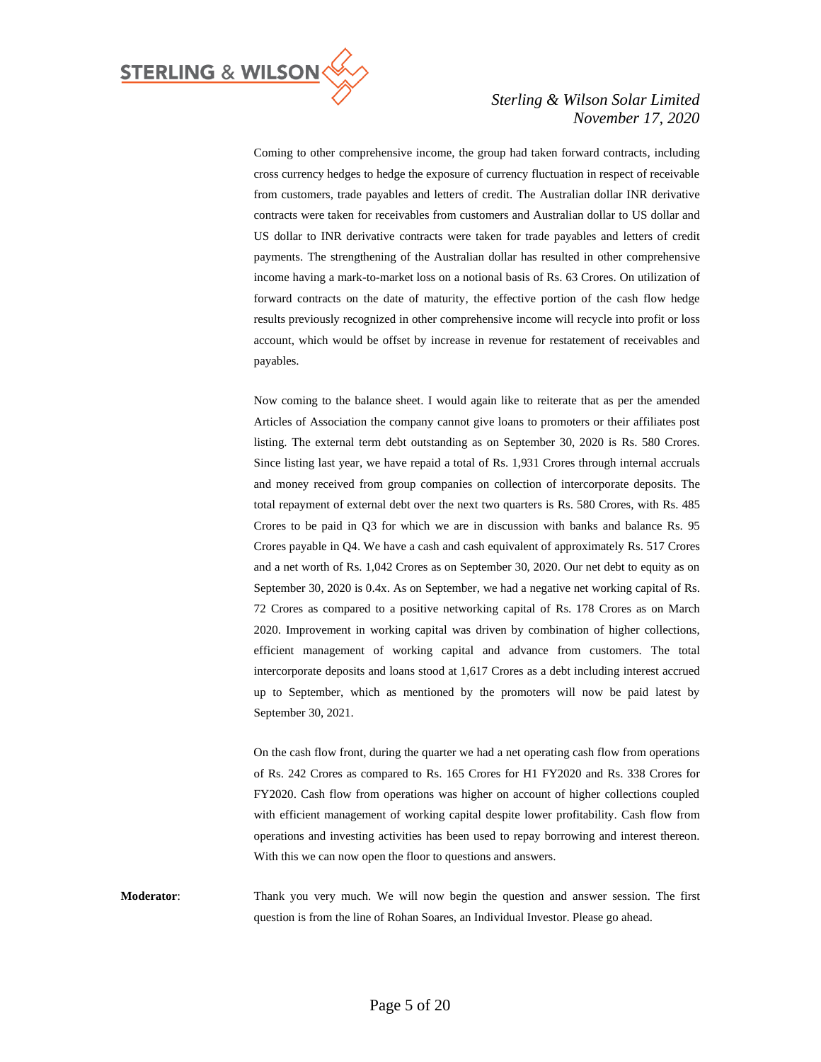Coming to other comprehensive income, the group had taken forward contracts, including cross currency hedges to hedge the exposure of currency fluctuation in respect of receivable from customers, trade payables and letters of credit. The Australian dollar INR derivative contracts were taken for receivables from customers and Australian dollar to US dollar and US dollar to INR derivative contracts were taken for trade payables and letters of credit payments. The strengthening of the Australian dollar has resulted in other comprehensive income having a mark-to-market loss on a notional basis of Rs. 63 Crores. On utilization of forward contracts on the date of maturity, the effective portion of the cash flow hedge results previously recognized in other comprehensive income will recycle into profit or loss account, which would be offset by increase in revenue for restatement of receivables and payables.

Now coming to the balance sheet. I would again like to reiterate that as per the amended Articles of Association the company cannot give loans to promoters or their affiliates post listing. The external term debt outstanding as on September 30, 2020 is Rs. 580 Crores. Since listing last year, we have repaid a total of Rs. 1,931 Crores through internal accruals and money received from group companies on collection of intercorporate deposits. The total repayment of external debt over the next two quarters is Rs. 580 Crores, with Rs. 485 Crores to be paid in Q3 for which we are in discussion with banks and balance Rs. 95 Crores payable in Q4. We have a cash and cash equivalent of approximately Rs. 517 Crores and a net worth of Rs. 1,042 Crores as on September 30, 2020. Our net debt to equity as on September 30, 2020 is 0.4x. As on September, we had a negative net working capital of Rs. 72 Crores as compared to a positive networking capital of Rs. 178 Crores as on March 2020. Improvement in working capital was driven by combination of higher collections, efficient management of working capital and advance from customers. The total intercorporate deposits and loans stood at 1,617 Crores as a debt including interest accrued up to September, which as mentioned by the promoters will now be paid latest by September 30, 2021.

On the cash flow front, during the quarter we had a net operating cash flow from operations of Rs. 242 Crores as compared to Rs. 165 Crores for H1 FY2020 and Rs. 338 Crores for FY2020. Cash flow from operations was higher on account of higher collections coupled with efficient management of working capital despite lower profitability. Cash flow from operations and investing activities has been used to repay borrowing and interest thereon. With this we can now open the floor to questions and answers.

**Moderator**: Thank you very much. We will now begin the question and answer session. The first question is from the line of Rohan Soares, an Individual Investor. Please go ahead.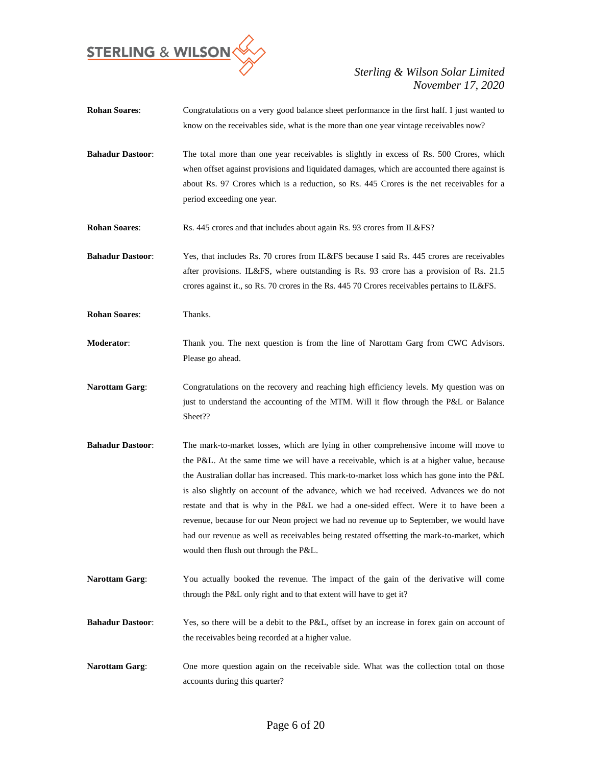**Rohan Soares**: Congratulations on a very good balance sheet performance in the first half. I just wanted to know on the receivables side, what is the more than one year vintage receivables now?

**Bahadur Dastoor**: The total more than one year receivables is slightly in excess of Rs. 500 Crores, which when offset against provisions and liquidated damages, which are accounted there against is about Rs. 97 Crores which is a reduction, so Rs. 445 Crores is the net receivables for a period exceeding one year.

**Rohan Soares**: Rs. 445 crores and that includes about again Rs. 93 crores from IL&FS?

**Bahadur Dastoor**: Yes, that includes Rs. 70 crores from IL&FS because I said Rs. 445 crores are receivables after provisions. IL&FS, where outstanding is Rs. 93 crore has a provision of Rs. 21.5 crores against it., so Rs. 70 crores in the Rs. 445 70 Crores receivables pertains to IL&FS.

**Rohan Soares**: Thanks.

**Moderator**: Thank you. The next question is from the line of Narottam Garg from CWC Advisors. Please go ahead.

**Narottam Garg**: Congratulations on the recovery and reaching high efficiency levels. My question was on just to understand the accounting of the MTM. Will it flow through the P&L or Balance Sheet??

**Bahadur Dastoor**: The mark-to-market losses, which are lying in other comprehensive income will move to the P&L. At the same time we will have a receivable, which is at a higher value, because the Australian dollar has increased. This mark-to-market loss which has gone into the P&L is also slightly on account of the advance, which we had received. Advances we do not restate and that is why in the P&L we had a one-sided effect. Were it to have been a revenue, because for our Neon project we had no revenue up to September, we would have had our revenue as well as receivables being restated offsetting the mark-to-market, which would then flush out through the P&L.

**Narottam Garg**: You actually booked the revenue. The impact of the gain of the derivative will come through the P&L only right and to that extent will have to get it?

**Bahadur Dastoor**: Yes, so there will be a debit to the P&L, offset by an increase in forex gain on account of the receivables being recorded at a higher value.

**Narottam Garg**: One more question again on the receivable side. What was the collection total on those accounts during this quarter?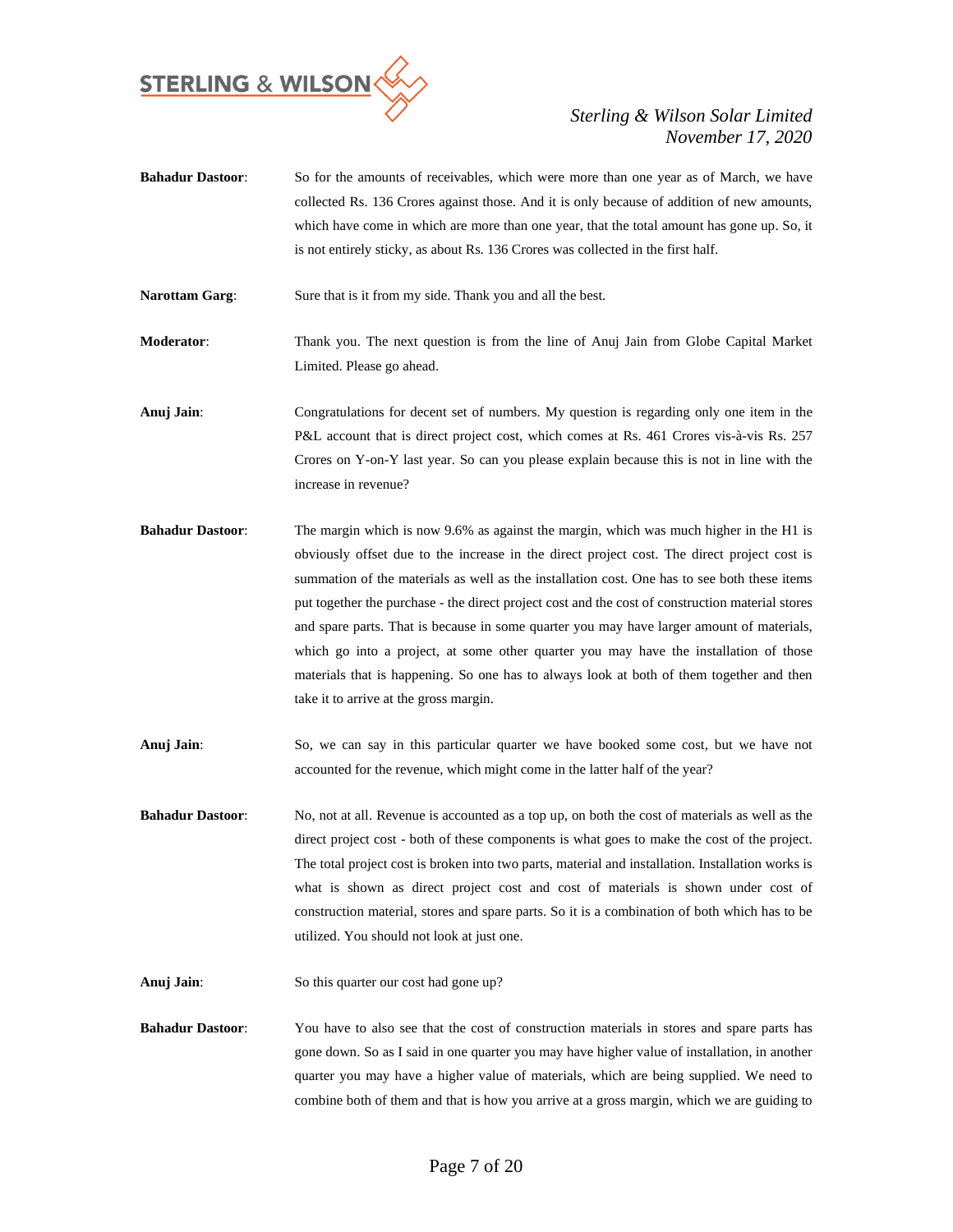**Bahadur Dastoor**: So for the amounts of receivables, which were more than one year as of March, we have collected Rs. 136 Crores against those. And it is only because of addition of new amounts, which have come in which are more than one year, that the total amount has gone up. So, it is not entirely sticky, as about Rs. 136 Crores was collected in the first half.

**Narottam Garg**: Sure that is it from my side. Thank you and all the best.

**Moderator**: Thank you. The next question is from the line of Anuj Jain from Globe Capital Market Limited. Please go ahead.

**Anuj Jain**: Congratulations for decent set of numbers. My question is regarding only one item in the P&L account that is direct project cost, which comes at Rs. 461 Crores vis-à-vis Rs. 257 Crores on Y-on-Y last year. So can you please explain because this is not in line with the increase in revenue?

**Bahadur Dastoor**: The margin which is now 9.6% as against the margin, which was much higher in the H1 is obviously offset due to the increase in the direct project cost. The direct project cost is summation of the materials as well as the installation cost. One has to see both these items put together the purchase - the direct project cost and the cost of construction material stores and spare parts. That is because in some quarter you may have larger amount of materials, which go into a project, at some other quarter you may have the installation of those materials that is happening. So one has to always look at both of them together and then take it to arrive at the gross margin.

**Anuj Jain**: So, we can say in this particular quarter we have booked some cost, but we have not accounted for the revenue, which might come in the latter half of the year?

**Bahadur Dastoor**: No, not at all. Revenue is accounted as a top up, on both the cost of materials as well as the direct project cost - both of these components is what goes to make the cost of the project. The total project cost is broken into two parts, material and installation. Installation works is what is shown as direct project cost and cost of materials is shown under cost of construction material, stores and spare parts. So it is a combination of both which has to be utilized. You should not look at just one.

**Anuj Jain**: So this quarter our cost had gone up?

**Bahadur Dastoor**: You have to also see that the cost of construction materials in stores and spare parts has gone down. So as I said in one quarter you may have higher value of installation, in another quarter you may have a higher value of materials, which are being supplied. We need to combine both of them and that is how you arrive at a gross margin, which we are guiding to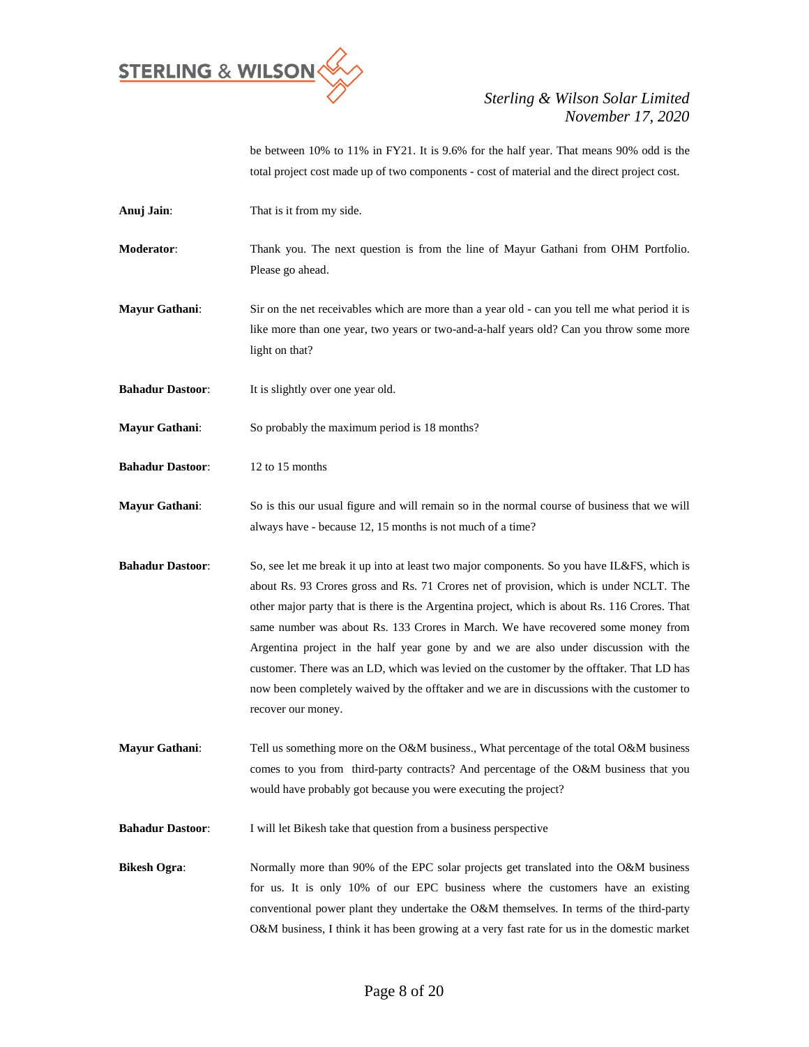be between 10% to 11% in FY21. It is 9.6% for the half year. That means 90% odd is the total project cost made up of two components - cost of material and the direct project cost.

**Anuj Jain**: That is it from my side.

**Moderator**: Thank you. The next question is from the line of Mayur Gathani from OHM Portfolio. Please go ahead.

**Mayur Gathani**: Sir on the net receivables which are more than a year old - can you tell me what period it is like more than one year, two years or two-and-a-half years old? Can you throw some more light on that?

**Bahadur Dastoor**: It is slightly over one year old.

**Mayur Gathani**: So probably the maximum period is 18 months?

**Bahadur Dastoor**: 12 to 15 months

**Mayur Gathani**: So is this our usual figure and will remain so in the normal course of business that we will always have - because 12, 15 months is not much of a time?

**Bahadur Dastoor**: So, see let me break it up into at least two major components. So you have IL&FS, which is about Rs. 93 Crores gross and Rs. 71 Crores net of provision, which is under NCLT. The other major party that is there is the Argentina project, which is about Rs. 116 Crores. That same number was about Rs. 133 Crores in March. We have recovered some money from Argentina project in the half year gone by and we are also under discussion with the customer. There was an LD, which was levied on the customer by the offtaker. That LD has now been completely waived by the offtaker and we are in discussions with the customer to recover our money.

**Mayur Gathani**: Tell us something more on the O&M business., What percentage of the total O&M business comes to you from third-party contracts? And percentage of the O&M business that you would have probably got because you were executing the project?

**Bahadur Dastoor**: I will let Bikesh take that question from a business perspective

**Bikesh Ogra**: Normally more than 90% of the EPC solar projects get translated into the O&M business for us. It is only 10% of our EPC business where the customers have an existing conventional power plant they undertake the O&M themselves. In terms of the third-party O&M business, I think it has been growing at a very fast rate for us in the domestic market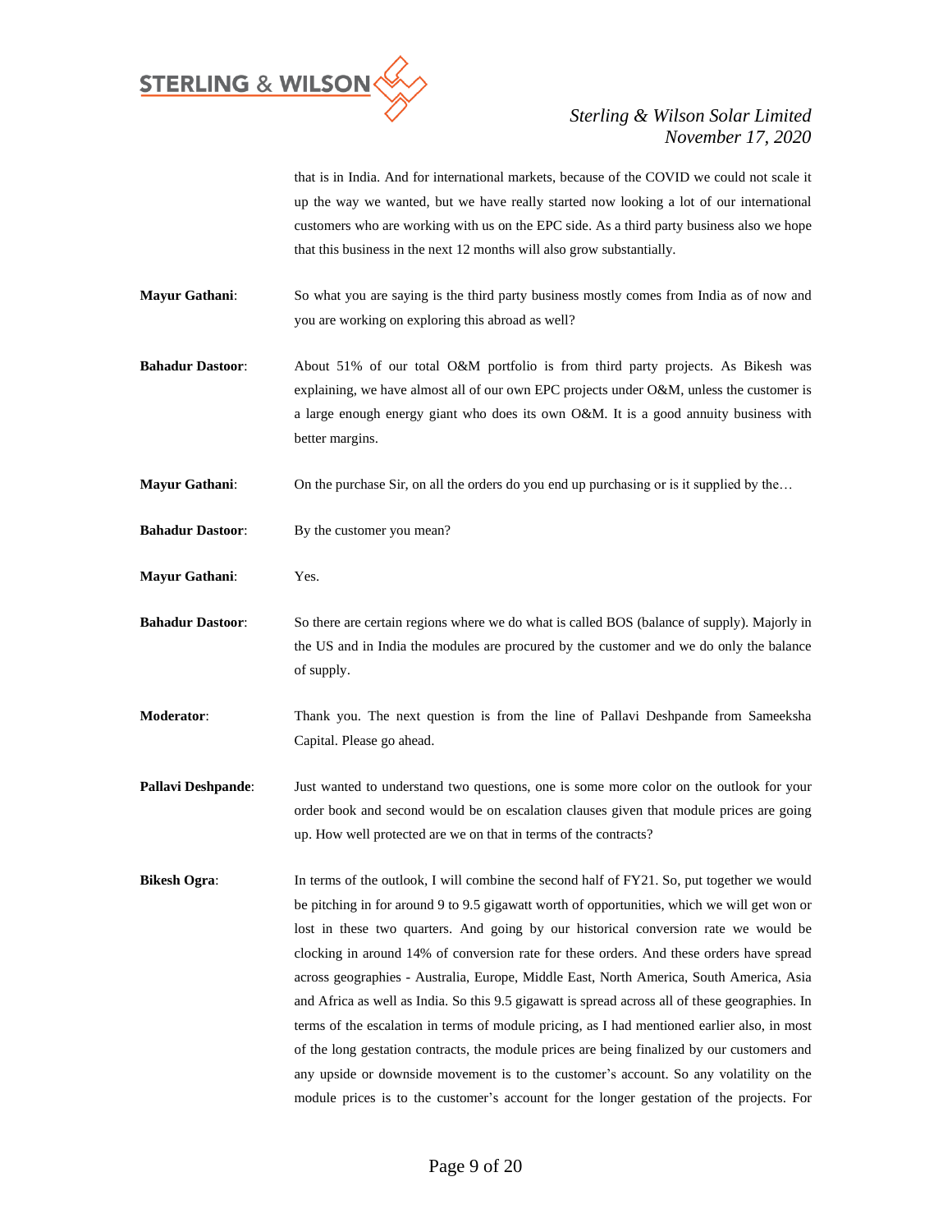that is in India. And for international markets, because of the COVID we could not scale it up the way we wanted, but we have really started now looking a lot of our international customers who are working with us on the EPC side. As a third party business also we hope that this business in the next 12 months will also grow substantially.

**Mayur Gathani**: So what you are saying is the third party business mostly comes from India as of now and you are working on exploring this abroad as well?

**Bahadur Dastoor**: About 51% of our total O&M portfolio is from third party projects. As Bikesh was explaining, we have almost all of our own EPC projects under O&M, unless the customer is a large enough energy giant who does its own O&M. It is a good annuity business with better margins.

**Mayur Gathani**: On the purchase Sir, on all the orders do you end up purchasing or is it supplied by the…

**Bahadur Dastoor**: By the customer you mean?

**Mayur Gathani**: Yes.

**Bahadur Dastoor**: So there are certain regions where we do what is called BOS (balance of supply). Majorly in the US and in India the modules are procured by the customer and we do only the balance of supply.

**Moderator**: Thank you. The next question is from the line of Pallavi Deshpande from Sameeksha Capital. Please go ahead.

**Pallavi Deshpande**: Just wanted to understand two questions, one is some more color on the outlook for your order book and second would be on escalation clauses given that module prices are going up. How well protected are we on that in terms of the contracts?

**Bikesh Ogra**: In terms of the outlook, I will combine the second half of FY21. So, put together we would be pitching in for around 9 to 9.5 gigawatt worth of opportunities, which we will get won or lost in these two quarters. And going by our historical conversion rate we would be clocking in around 14% of conversion rate for these orders. And these orders have spread across geographies - Australia, Europe, Middle East, North America, South America, Asia and Africa as well as India. So this 9.5 gigawatt is spread across all of these geographies. In terms of the escalation in terms of module pricing, as I had mentioned earlier also, in most of the long gestation contracts, the module prices are being finalized by our customers and any upside or downside movement is to the customer's account. So any volatility on the module prices is to the customer's account for the longer gestation of the projects. For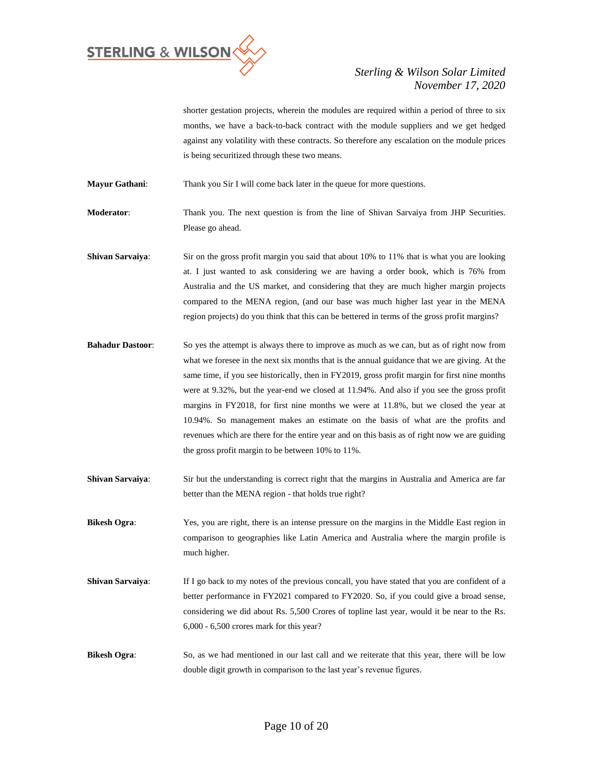shorter gestation projects, wherein the modules are required within a period of three to six months, we have a back-to-back contract with the module suppliers and we get hedged against any volatility with these contracts. So therefore any escalation on the module prices is being securitized through these two means.

**Mayur Gathani**: Thank you Sir I will come back later in the queue for more questions.

**Moderator**: Thank you. The next question is from the line of Shivan Sarvaiya from JHP Securities. Please go ahead.

**Shivan Sarvaiya**: Sir on the gross profit margin you said that about 10% to 11% that is what you are looking at. I just wanted to ask considering we are having a order book, which is 76% from Australia and the US market, and considering that they are much higher margin projects compared to the MENA region, (and our base was much higher last year in the MENA region projects) do you think that this can be bettered in terms of the gross profit margins?

**Bahadur Dastoor**: So yes the attempt is always there to improve as much as we can, but as of right now from what we foresee in the next six months that is the annual guidance that we are giving. At the same time, if you see historically, then in FY2019, gross profit margin for first nine months were at 9.32%, but the year-end we closed at 11.94%. And also if you see the gross profit margins in FY2018, for first nine months we were at 11.8%, but we closed the year at 10.94%. So management makes an estimate on the basis of what are the profits and revenues which are there for the entire year and on this basis as of right now we are guiding the gross profit margin to be between 10% to 11%.

**Shivan Sarvaiya**: Sir but the understanding is correct right that the margins in Australia and America are far better than the MENA region - that holds true right?

**Bikesh Ogra**: Yes, you are right, there is an intense pressure on the margins in the Middle East region in comparison to geographies like Latin America and Australia where the margin profile is much higher.

**Shivan Sarvaiya**: If I go back to my notes of the previous concall, you have stated that you are confident of a better performance in FY2021 compared to FY2020. So, if you could give a broad sense, considering we did about Rs. 5,500 Crores of topline last year, would it be near to the Rs. 6,000 - 6,500 crores mark for this year?

**Bikesh Ogra**: So, as we had mentioned in our last call and we reiterate that this year, there will be low double digit growth in comparison to the last year's revenue figures.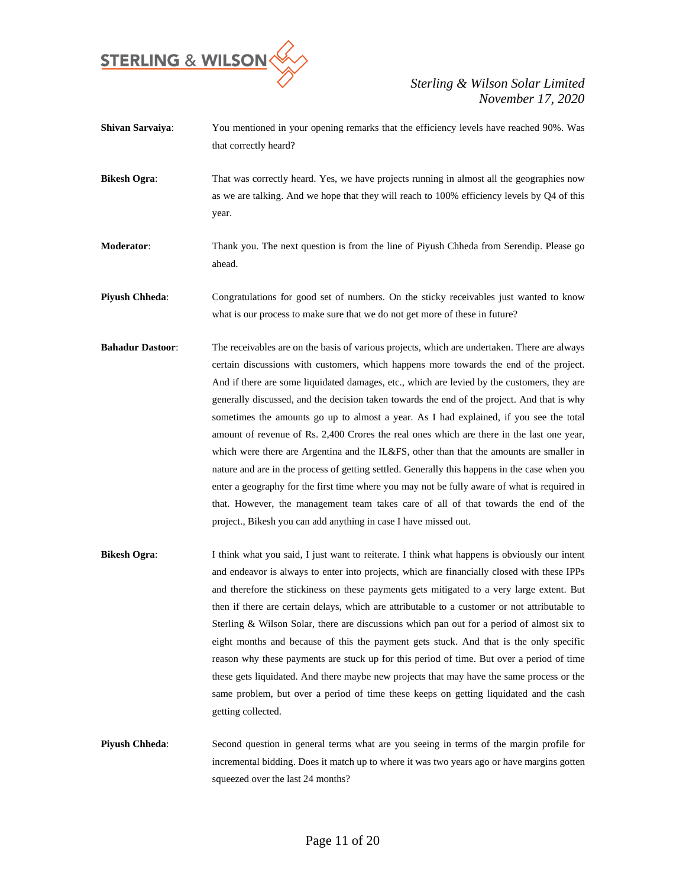**Shivan Sarvaiya**: You mentioned in your opening remarks that the efficiency levels have reached 90%. Was that correctly heard?

**Bikesh Ogra**: That was correctly heard. Yes, we have projects running in almost all the geographies now as we are talking. And we hope that they will reach to 100% efficiency levels by Q4 of this year.

**Moderator**: Thank you. The next question is from the line of Piyush Chheda from Serendip. Please go ahead.

**Piyush Chheda**: Congratulations for good set of numbers. On the sticky receivables just wanted to know what is our process to make sure that we do not get more of these in future?

**Bahadur Dastoor**: The receivables are on the basis of various projects, which are undertaken. There are always certain discussions with customers, which happens more towards the end of the project. And if there are some liquidated damages, etc., which are levied by the customers, they are generally discussed, and the decision taken towards the end of the project. And that is why sometimes the amounts go up to almost a year. As I had explained, if you see the total amount of revenue of Rs. 2,400 Crores the real ones which are there in the last one year, which were there are Argentina and the IL&FS, other than that the amounts are smaller in nature and are in the process of getting settled. Generally this happens in the case when you enter a geography for the first time where you may not be fully aware of what is required in that. However, the management team takes care of all of that towards the end of the project., Bikesh you can add anything in case I have missed out.

**Bikesh Ogra**: I think what you said, I just want to reiterate. I think what happens is obviously our intent and endeavor is always to enter into projects, which are financially closed with these IPPs and therefore the stickiness on these payments gets mitigated to a very large extent. But then if there are certain delays, which are attributable to a customer or not attributable to Sterling & Wilson Solar, there are discussions which pan out for a period of almost six to eight months and because of this the payment gets stuck. And that is the only specific reason why these payments are stuck up for this period of time. But over a period of time these gets liquidated. And there maybe new projects that may have the same process or the same problem, but over a period of time these keeps on getting liquidated and the cash getting collected.

**Piyush Chheda**: Second question in general terms what are you seeing in terms of the margin profile for incremental bidding. Does it match up to where it was two years ago or have margins gotten squeezed over the last 24 months?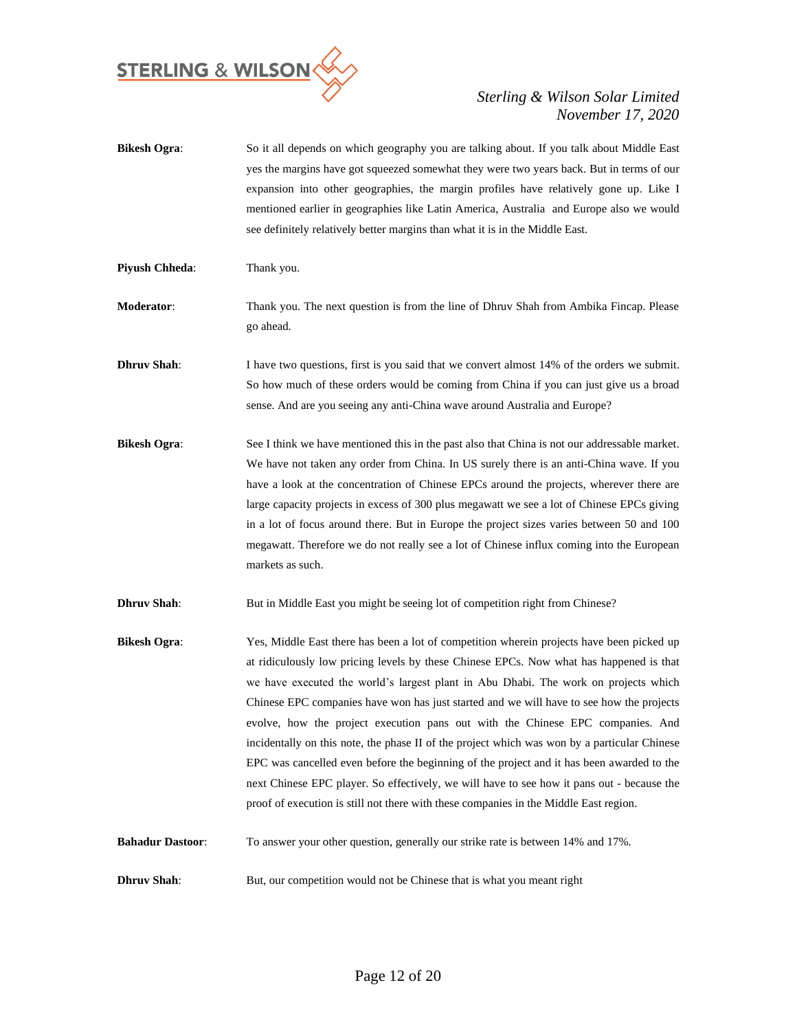**Bikesh Ogra**: So it all depends on which geography you are talking about. If you talk about Middle East yes the margins have got squeezed somewhat they were two years back. But in terms of our expansion into other geographies, the margin profiles have relatively gone up. Like I mentioned earlier in geographies like Latin America, Australia and Europe also we would see definitely relatively better margins than what it is in the Middle East.

**Piyush Chheda**: Thank you.

**Moderator**: Thank you. The next question is from the line of Dhruv Shah from Ambika Fincap. Please go ahead.

**Dhruv Shah**: I have two questions, first is you said that we convert almost 14% of the orders we submit. So how much of these orders would be coming from China if you can just give us a broad sense. And are you seeing any anti-China wave around Australia and Europe?

**Bikesh Ogra**: See I think we have mentioned this in the past also that China is not our addressable market. We have not taken any order from China. In US surely there is an anti-China wave. If you have a look at the concentration of Chinese EPCs around the projects, wherever there are large capacity projects in excess of 300 plus megawatt we see a lot of Chinese EPCs giving in a lot of focus around there. But in Europe the project sizes varies between 50 and 100 megawatt. Therefore we do not really see a lot of Chinese influx coming into the European markets as such.

**Dhruv Shah**: But in Middle East you might be seeing lot of competition right from Chinese?

**Bikesh Ogra**: Yes, Middle East there has been a lot of competition wherein projects have been picked up at ridiculously low pricing levels by these Chinese EPCs. Now what has happened is that we have executed the world's largest plant in Abu Dhabi. The work on projects which Chinese EPC companies have won has just started and we will have to see how the projects evolve, how the project execution pans out with the Chinese EPC companies. And incidentally on this note, the phase II of the project which was won by a particular Chinese EPC was cancelled even before the beginning of the project and it has been awarded to the next Chinese EPC player. So effectively, we will have to see how it pans out - because the proof of execution is still not there with these companies in the Middle East region.

**Bahadur Dastoor**: To answer your other question, generally our strike rate is between 14% and 17%.

**Dhruv Shah**: But, our competition would not be Chinese that is what you meant right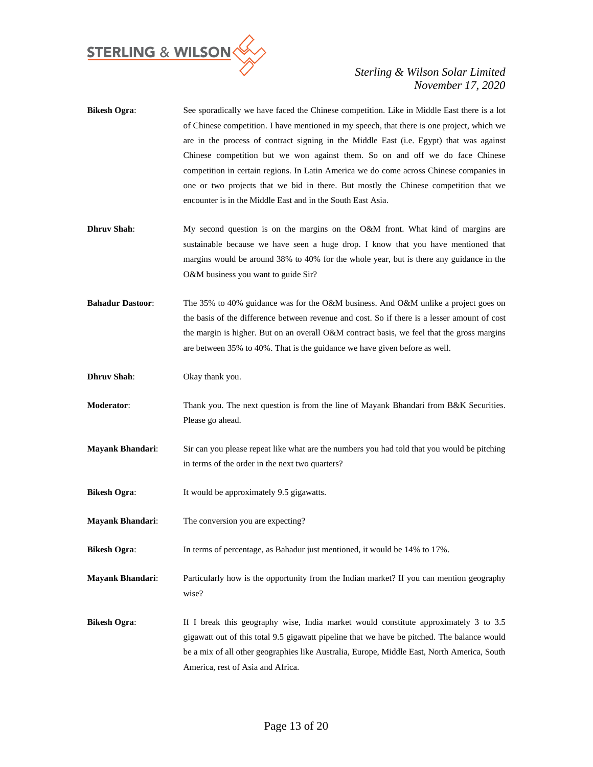**Bikesh Ogra**: See sporadically we have faced the Chinese competition. Like in Middle East there is a lot of Chinese competition. I have mentioned in my speech, that there is one project, which we are in the process of contract signing in the Middle East (i.e. Egypt) that was against Chinese competition but we won against them. So on and off we do face Chinese competition in certain regions. In Latin America we do come across Chinese companies in one or two projects that we bid in there. But mostly the Chinese competition that we encounter is in the Middle East and in the South East Asia.

**Dhruv Shah**: My second question is on the margins on the O&M front. What kind of margins are sustainable because we have seen a huge drop. I know that you have mentioned that margins would be around 38% to 40% for the whole year, but is there any guidance in the O&M business you want to guide Sir?

**Bahadur Dastoor**: The 35% to 40% guidance was for the O&M business. And O&M unlike a project goes on the basis of the difference between revenue and cost. So if there is a lesser amount of cost the margin is higher. But on an overall O&M contract basis, we feel that the gross margins are between 35% to 40%. That is the guidance we have given before as well.

**Dhruv Shah**: Okay thank you.

**Moderator**: Thank you. The next question is from the line of Mayank Bhandari from B&K Securities. Please go ahead.

**Mayank Bhandari**: Sir can you please repeat like what are the numbers you had told that you would be pitching in terms of the order in the next two quarters?

**Bikesh Ogra**: It would be approximately 9.5 gigawatts.

**Mayank Bhandari**: The conversion you are expecting?

**Bikesh Ogra**: In terms of percentage, as Bahadur just mentioned, it would be 14% to 17%.

**Mayank Bhandari**: Particularly how is the opportunity from the Indian market? If you can mention geography wise?

**Bikesh Ogra**: If I break this geography wise, India market would constitute approximately 3 to 3.5 gigawatt out of this total 9.5 gigawatt pipeline that we have be pitched. The balance would be a mix of all other geographies like Australia, Europe, Middle East, North America, South America, rest of Asia and Africa.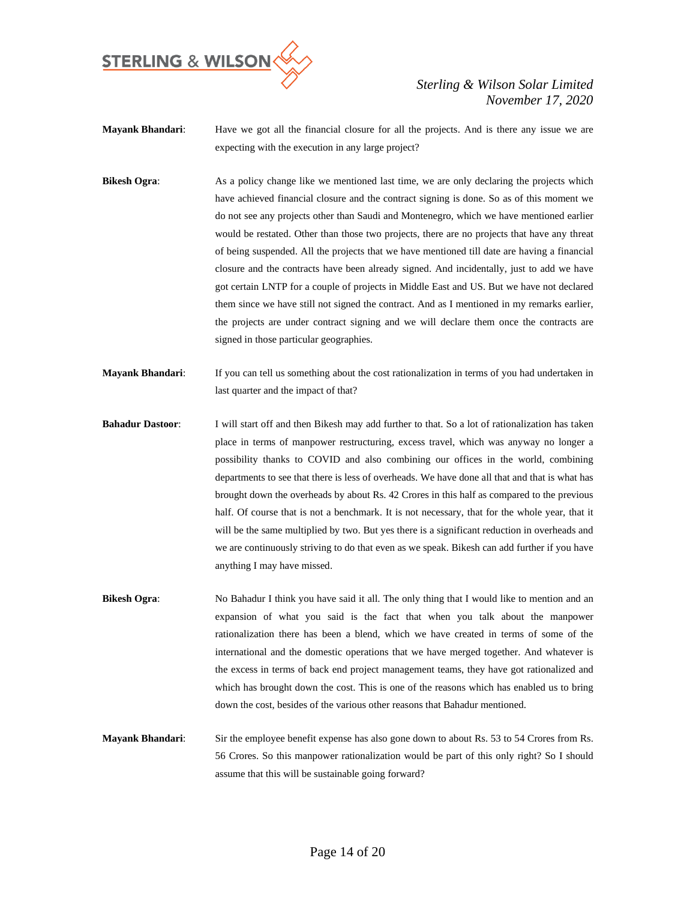**Mayank Bhandari**: Have we got all the financial closure for all the projects. And is there any issue we are expecting with the execution in any large project?

**Bikesh Ogra**: As a policy change like we mentioned last time, we are only declaring the projects which have achieved financial closure and the contract signing is done. So as of this moment we do not see any projects other than Saudi and Montenegro, which we have mentioned earlier would be restated. Other than those two projects, there are no projects that have any threat of being suspended. All the projects that we have mentioned till date are having a financial closure and the contracts have been already signed. And incidentally, just to add we have got certain LNTP for a couple of projects in Middle East and US. But we have not declared them since we have still not signed the contract. And as I mentioned in my remarks earlier, the projects are under contract signing and we will declare them once the contracts are signed in those particular geographies.

**Mayank Bhandari**: If you can tell us something about the cost rationalization in terms of you had undertaken in last quarter and the impact of that?

**Bahadur Dastoor**: I will start off and then Bikesh may add further to that. So a lot of rationalization has taken place in terms of manpower restructuring, excess travel, which was anyway no longer a possibility thanks to COVID and also combining our offices in the world, combining departments to see that there is less of overheads. We have done all that and that is what has brought down the overheads by about Rs. 42 Crores in this half as compared to the previous half. Of course that is not a benchmark. It is not necessary, that for the whole year, that it will be the same multiplied by two. But yes there is a significant reduction in overheads and we are continuously striving to do that even as we speak. Bikesh can add further if you have anything I may have missed.

**Bikesh Ogra**: No Bahadur I think you have said it all. The only thing that I would like to mention and an expansion of what you said is the fact that when you talk about the manpower rationalization there has been a blend, which we have created in terms of some of the international and the domestic operations that we have merged together. And whatever is the excess in terms of back end project management teams, they have got rationalized and which has brought down the cost. This is one of the reasons which has enabled us to bring down the cost, besides of the various other reasons that Bahadur mentioned.

**Mayank Bhandari**: Sir the employee benefit expense has also gone down to about Rs. 53 to 54 Crores from Rs. 56 Crores. So this manpower rationalization would be part of this only right? So I should assume that this will be sustainable going forward?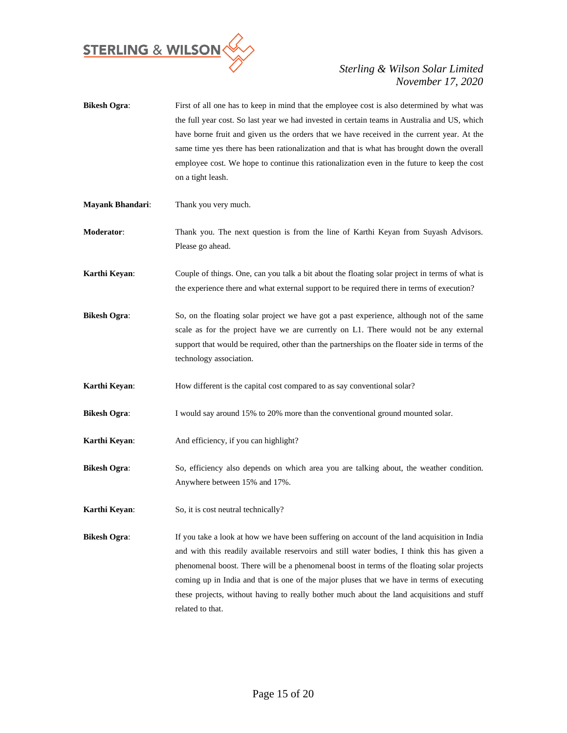**Bikesh Ogra**: First of all one has to keep in mind that the employee cost is also determined by what was the full year cost. So last year we had invested in certain teams in Australia and US, which have borne fruit and given us the orders that we have received in the current year. At the same time yes there has been rationalization and that is what has brought down the overall employee cost. We hope to continue this rationalization even in the future to keep the cost on a tight leash.

**Mayank Bhandari**: Thank you very much.

**Moderator**: Thank you. The next question is from the line of Karthi Keyan from Suyash Advisors. Please go ahead.

**Karthi Keyan**: Couple of things. One, can you talk a bit about the floating solar project in terms of what is the experience there and what external support to be required there in terms of execution?

**Bikesh Ogra**: So, on the floating solar project we have got a past experience, although not of the same scale as for the project have we are currently on L1. There would not be any external support that would be required, other than the partnerships on the floater side in terms of the technology association.

**Karthi Keyan**: How different is the capital cost compared to as say conventional solar?

**Bikesh Ogra**: I would say around 15% to 20% more than the conventional ground mounted solar.

**Karthi Keyan**: And efficiency, if you can highlight?

**Bikesh Ogra**: So, efficiency also depends on which area you are talking about, the weather condition. Anywhere between 15% and 17%.

**Karthi Keyan**: So, it is cost neutral technically?

**Bikesh Ogra**: If you take a look at how we have been suffering on account of the land acquisition in India and with this readily available reservoirs and still water bodies, I think this has given a phenomenal boost. There will be a phenomenal boost in terms of the floating solar projects coming up in India and that is one of the major pluses that we have in terms of executing these projects, without having to really bother much about the land acquisitions and stuff related to that.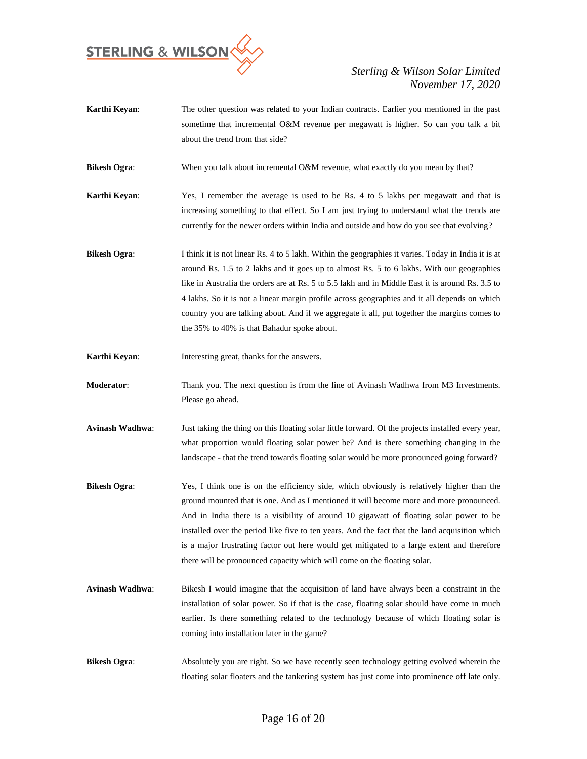**Karthi Keyan**: The other question was related to your Indian contracts. Earlier you mentioned in the past sometime that incremental O&M revenue per megawatt is higher. So can you talk a bit about the trend from that side?

**Bikesh Ogra**: When you talk about incremental O&M revenue, what exactly do you mean by that?

**Karthi Keyan**: Yes, I remember the average is used to be Rs. 4 to 5 lakhs per megawatt and that is increasing something to that effect. So I am just trying to understand what the trends are currently for the newer orders within India and outside and how do you see that evolving?

**Bikesh Ogra**: I think it is not linear Rs. 4 to 5 lakh. Within the geographies it varies. Today in India it is at around Rs. 1.5 to 2 lakhs and it goes up to almost Rs. 5 to 6 lakhs. With our geographies like in Australia the orders are at Rs. 5 to 5.5 lakh and in Middle East it is around Rs. 3.5 to 4 lakhs. So it is not a linear margin profile across geographies and it all depends on which country you are talking about. And if we aggregate it all, put together the margins comes to the 35% to 40% is that Bahadur spoke about.

**Karthi Keyan**: Interesting great, thanks for the answers.

**Moderator**: Thank you. The next question is from the line of Avinash Wadhwa from M3 Investments. Please go ahead.

**Avinash Wadhwa**: Just taking the thing on this floating solar little forward. Of the projects installed every year, what proportion would floating solar power be? And is there something changing in the landscape - that the trend towards floating solar would be more pronounced going forward?

**Bikesh Ogra**: Yes, I think one is on the efficiency side, which obviously is relatively higher than the ground mounted that is one. And as I mentioned it will become more and more pronounced. And in India there is a visibility of around 10 gigawatt of floating solar power to be installed over the period like five to ten years. And the fact that the land acquisition which is a major frustrating factor out here would get mitigated to a large extent and therefore there will be pronounced capacity which will come on the floating solar.

**Avinash Wadhwa**: Bikesh I would imagine that the acquisition of land have always been a constraint in the installation of solar power. So if that is the case, floating solar should have come in much earlier. Is there something related to the technology because of which floating solar is coming into installation later in the game?

**Bikesh Ogra**: Absolutely you are right. So we have recently seen technology getting evolved wherein the floating solar floaters and the tankering system has just come into prominence off late only.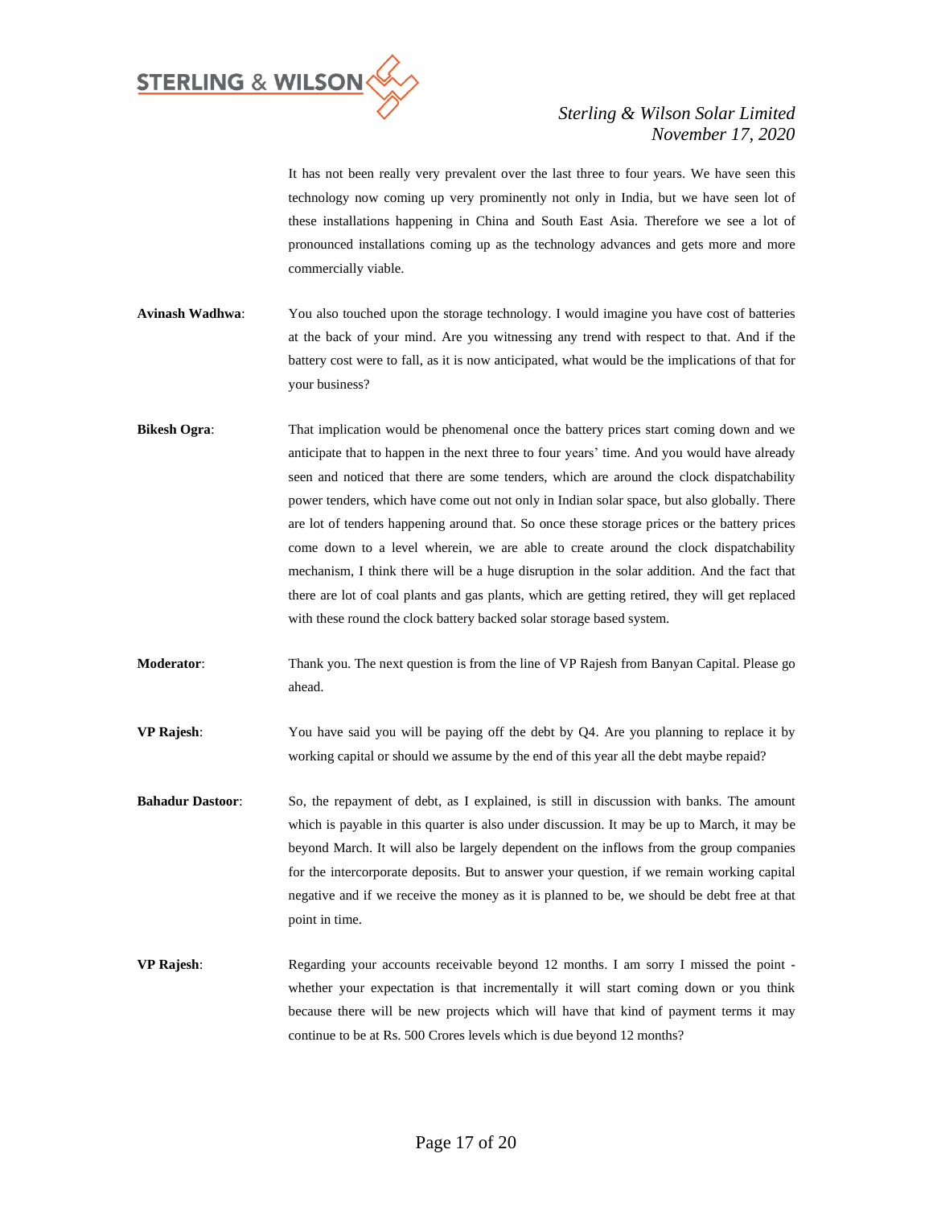It has not been really very prevalent over the last three to four years. We have seen this technology now coming up very prominently not only in India, but we have seen lot of these installations happening in China and South East Asia. Therefore we see a lot of pronounced installations coming up as the technology advances and gets more and more commercially viable.

**Avinash Wadhwa**: You also touched upon the storage technology. I would imagine you have cost of batteries at the back of your mind. Are you witnessing any trend with respect to that. And if the battery cost were to fall, as it is now anticipated, what would be the implications of that for your business?

**Bikesh Ogra**: That implication would be phenomenal once the battery prices start coming down and we anticipate that to happen in the next three to four years' time. And you would have already seen and noticed that there are some tenders, which are around the clock dispatchability power tenders, which have come out not only in Indian solar space, but also globally. There are lot of tenders happening around that. So once these storage prices or the battery prices come down to a level wherein, we are able to create around the clock dispatchability mechanism, I think there will be a huge disruption in the solar addition. And the fact that there are lot of coal plants and gas plants, which are getting retired, they will get replaced with these round the clock battery backed solar storage based system.

**Moderator**: Thank you. The next question is from the line of VP Rajesh from Banyan Capital. Please go ahead.

**VP Rajesh**: You have said you will be paying off the debt by Q4. Are you planning to replace it by working capital or should we assume by the end of this year all the debt maybe repaid?

**Bahadur Dastoor**: So, the repayment of debt, as I explained, is still in discussion with banks. The amount which is payable in this quarter is also under discussion. It may be up to March, it may be beyond March. It will also be largely dependent on the inflows from the group companies for the intercorporate deposits. But to answer your question, if we remain working capital negative and if we receive the money as it is planned to be, we should be debt free at that point in time.

**VP Rajesh**: Regarding your accounts receivable beyond 12 months. I am sorry I missed the point - whether your expectation is that incrementally it will start coming down or you think because there will be new projects which will have that kind of payment terms it may continue to be at Rs. 500 Crores levels which is due beyond 12 months?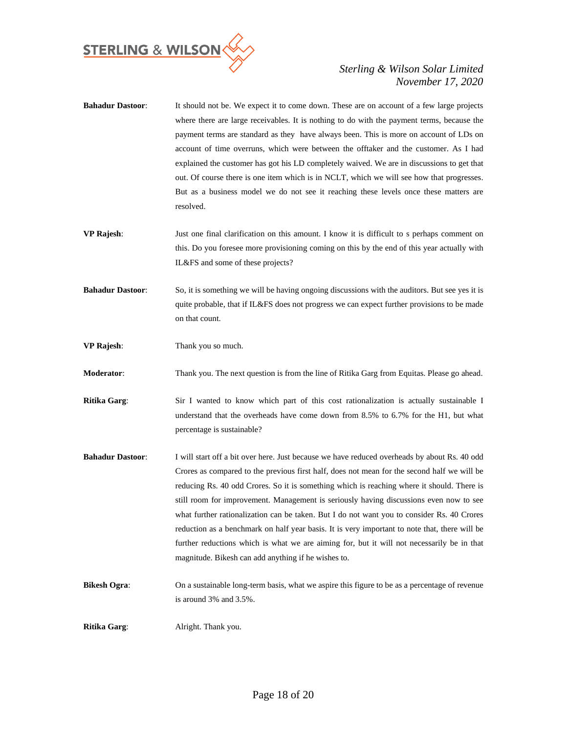**Bahadur Dastoor**: It should not be. We expect it to come down. These are on account of a few large projects where there are large receivables. It is nothing to do with the payment terms, because the payment terms are standard as they have always been. This is more on account of LDs on account of time overruns, which were between the offtaker and the customer. As I had explained the customer has got his LD completely waived. We are in discussions to get that out. Of course there is one item which is in NCLT, which we will see how that progresses. But as a business model we do not see it reaching these levels once these matters are resolved.

**VP Rajesh**: Just one final clarification on this amount. I know it is difficult to s perhaps comment on this. Do you foresee more provisioning coming on this by the end of this year actually with IL&FS and some of these projects?

**Bahadur Dastoor**: So, it is something we will be having ongoing discussions with the auditors. But see yes it is quite probable, that if IL&FS does not progress we can expect further provisions to be made on that count.

**VP Rajesh**: Thank you so much.

**Moderator**: Thank you. The next question is from the line of Ritika Garg from Equitas. Please go ahead.

**Ritika Garg**: Sir I wanted to know which part of this cost rationalization is actually sustainable I understand that the overheads have come down from 8.5% to 6.7% for the H1, but what percentage is sustainable?

**Bahadur Dastoor**: I will start off a bit over here. Just because we have reduced overheads by about Rs. 40 odd Crores as compared to the previous first half, does not mean for the second half we will be reducing Rs. 40 odd Crores. So it is something which is reaching where it should. There is still room for improvement. Management is seriously having discussions even now to see what further rationalization can be taken. But I do not want you to consider Rs. 40 Crores reduction as a benchmark on half year basis. It is very important to note that, there will be further reductions which is what we are aiming for, but it will not necessarily be in that magnitude. Bikesh can add anything if he wishes to.

**Bikesh Ogra**: On a sustainable long-term basis, what we aspire this figure to be as a percentage of revenue is around 3% and 3.5%.

**Ritika Garg**: Alright. Thank you.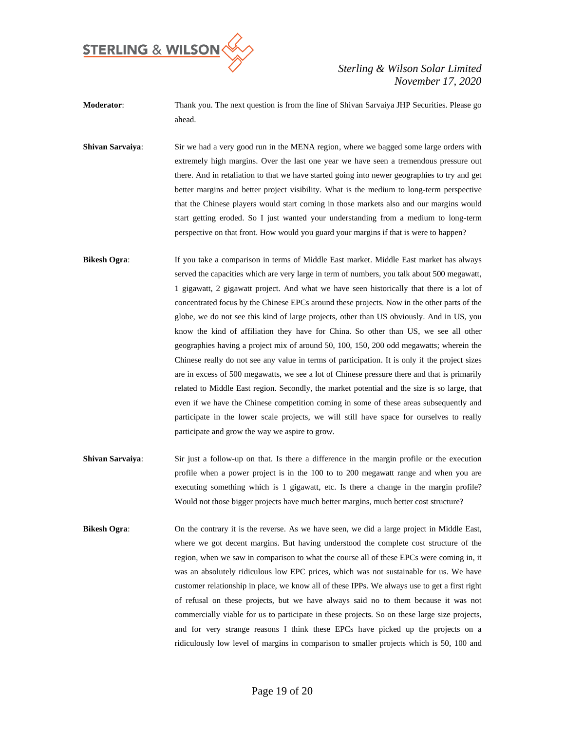**Moderator**: Thank you. The next question is from the line of Shivan Sarvaiya JHP Securities. Please go ahead.

**Shivan Sarvaiya**: Sir we had a very good run in the MENA region, where we bagged some large orders with extremely high margins. Over the last one year we have seen a tremendous pressure out there. And in retaliation to that we have started going into newer geographies to try and get better margins and better project visibility. What is the medium to long-term perspective that the Chinese players would start coming in those markets also and our margins would start getting eroded. So I just wanted your understanding from a medium to long-term perspective on that front. How would you guard your margins if that is were to happen?

**Bikesh Ogra**: If you take a comparison in terms of Middle East market. Middle East market has always served the capacities which are very large in term of numbers, you talk about 500 megawatt, 1 gigawatt, 2 gigawatt project. And what we have seen historically that there is a lot of concentrated focus by the Chinese EPCs around these projects. Now in the other parts of the globe, we do not see this kind of large projects, other than US obviously. And in US, you know the kind of affiliation they have for China. So other than US, we see all other geographies having a project mix of around 50, 100, 150, 200 odd megawatts; wherein the Chinese really do not see any value in terms of participation. It is only if the project sizes are in excess of 500 megawatts, we see a lot of Chinese pressure there and that is primarily related to Middle East region. Secondly, the market potential and the size is so large, that even if we have the Chinese competition coming in some of these areas subsequently and participate in the lower scale projects, we will still have space for ourselves to really participate and grow the way we aspire to grow.

**Shivan Sarvaiya**: Sir just a follow-up on that. Is there a difference in the margin profile or the execution profile when a power project is in the 100 to to 200 megawatt range and when you are executing something which is 1 gigawatt, etc. Is there a change in the margin profile? Would not those bigger projects have much better margins, much better cost structure?

**Bikesh Ogra**: On the contrary it is the reverse. As we have seen, we did a large project in Middle East, where we got decent margins. But having understood the complete cost structure of the region, when we saw in comparison to what the course all of these EPCs were coming in, it was an absolutely ridiculous low EPC prices, which was not sustainable for us. We have customer relationship in place, we know all of these IPPs. We always use to get a first right of refusal on these projects, but we have always said no to them because it was not commercially viable for us to participate in these projects. So on these large size projects, and for very strange reasons I think these EPCs have picked up the projects on a ridiculously low level of margins in comparison to smaller projects which is 50, 100 and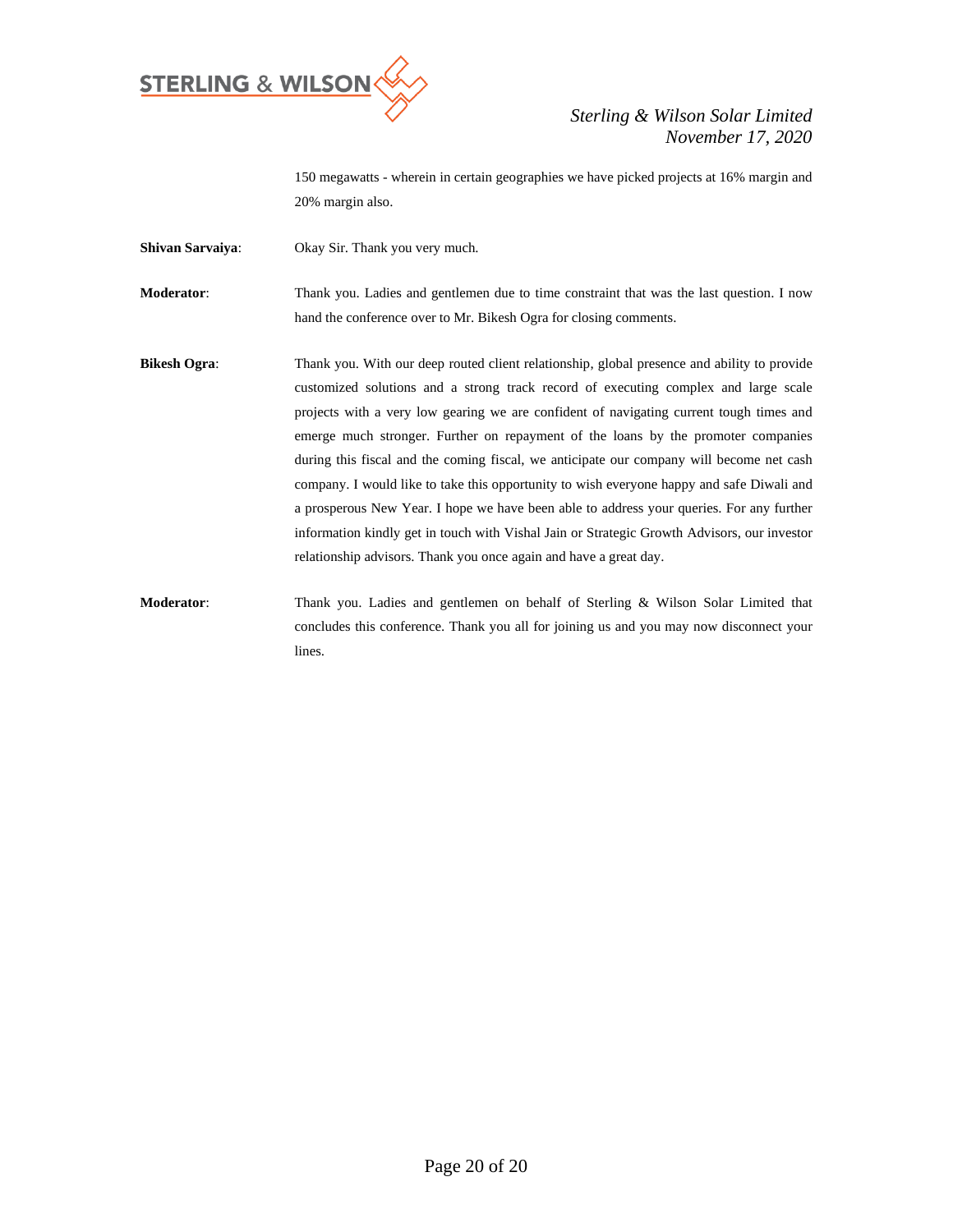150 megawatts - wherein in certain geographies we have picked projects at 16% margin and 20% margin also.

**Shivan Sarvaiya**: Okay Sir. Thank you very much.

**Moderator**: Thank you. Ladies and gentlemen due to time constraint that was the last question. I now hand the conference over to Mr. Bikesh Ogra for closing comments.

**Bikesh Ogra**: Thank you. With our deep routed client relationship, global presence and ability to provide customized solutions and a strong track record of executing complex and large scale projects with a very low gearing we are confident of navigating current tough times and emerge much stronger. Further on repayment of the loans by the promoter companies during this fiscal and the coming fiscal, we anticipate our company will become net cash company. I would like to take this opportunity to wish everyone happy and safe Diwali and a prosperous New Year. I hope we have been able to address your queries. For any further information kindly get in touch with Vishal Jain or Strategic Growth Advisors, our investor relationship advisors. Thank you once again and have a great day.

**Moderator**: Thank you. Ladies and gentlemen on behalf of Sterling & Wilson Solar Limited that concludes this conference. Thank you all for joining us and you may now disconnect your lines.